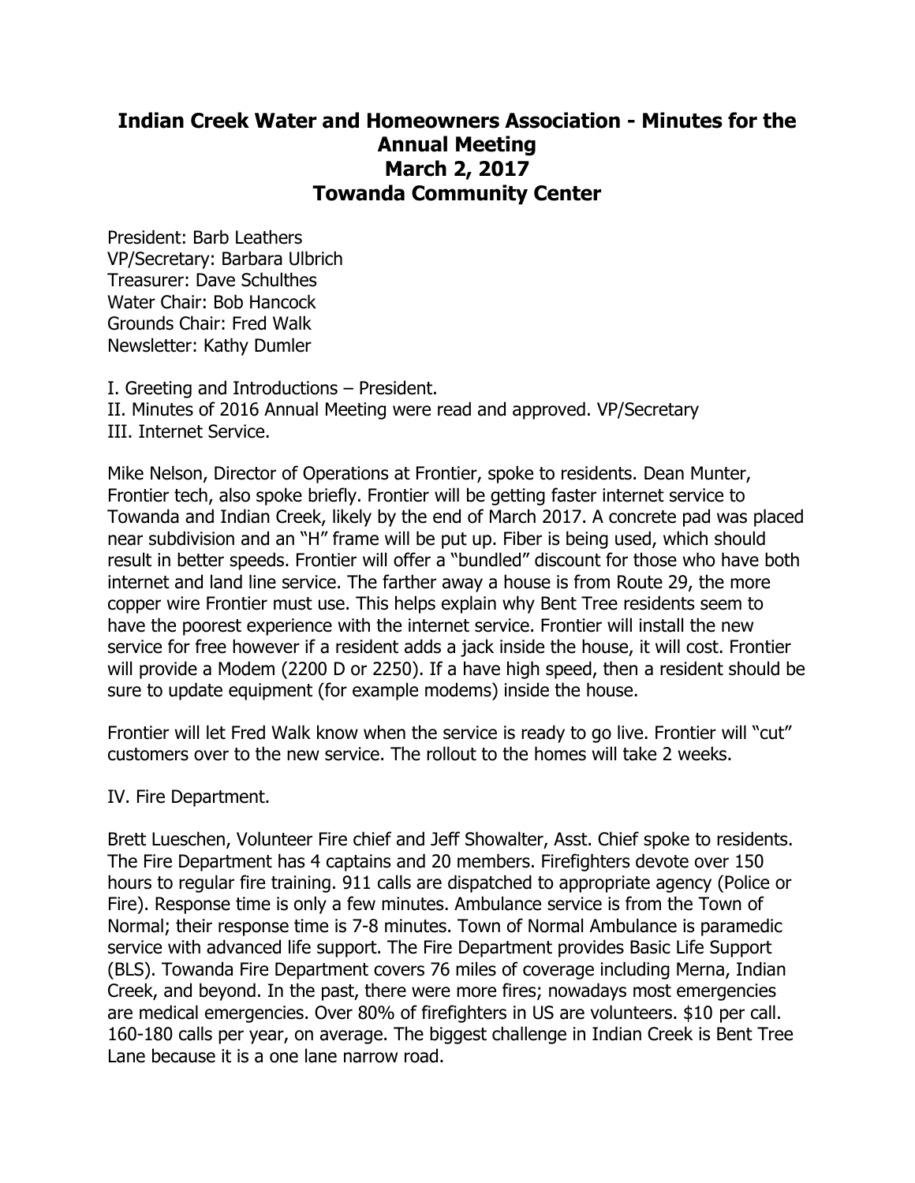# Indian Creek Water and Homeowners Association - Minutes for the Annual Meeting
## March 2, 2017
## Towanda Community Center

President: Barb Leathers
VP/Secretary: Barbara Ulbrich
Treasurer: Dave Schulthes
Water Chair: Bob Hancock
Grounds Chair: Fred Walk
Newsletter: Kathy Dumler

I. Greeting and Introductions – President.
II. Minutes of 2016 Annual Meeting were read and approved. VP/Secretary
III. Internet Service.

Mike Nelson, Director of Operations at Frontier, spoke to residents. Dean Munter, Frontier tech, also spoke briefly. Frontier will be getting faster internet service to Towanda and Indian Creek, likely by the end of March 2017. A concrete pad was placed near subdivision and an "H" frame will be put up. Fiber is being used, which should result in better speeds. Frontier will offer a "bundled" discount for those who have both internet and land line service. The farther away a house is from Route 29, the more copper wire Frontier must use. This helps explain why Bent Tree residents seem to have the poorest experience with the internet service. Frontier will install the new service for free however if a resident adds a jack inside the house, it will cost. Frontier will provide a Modem (2200 D or 2250). If a have high speed, then a resident should be sure to update equipment (for example modems) inside the house.

Frontier will let Fred Walk know when the service is ready to go live. Frontier will "cut" customers over to the new service. The rollout to the homes will take 2 weeks.

IV. Fire Department.

Brett Lueschen, Volunteer Fire chief and Jeff Showalter, Asst. Chief spoke to residents. The Fire Department has 4 captains and 20 members. Firefighters devote over 150 hours to regular fire training. 911 calls are dispatched to appropriate agency (Police or Fire). Response time is only a few minutes. Ambulance service is from the Town of Normal; their response time is 7-8 minutes. Town of Normal Ambulance is paramedic service with advanced life support. The Fire Department provides Basic Life Support (BLS). Towanda Fire Department covers 76 miles of coverage including Merna, Indian Creek, and beyond. In the past, there were more fires; nowadays most emergencies are medical emergencies. Over 80% of firefighters in US are volunteers. $10 per call. 160-180 calls per year, on average. The biggest challenge in Indian Creek is Bent Tree Lane because it is a one lane narrow road.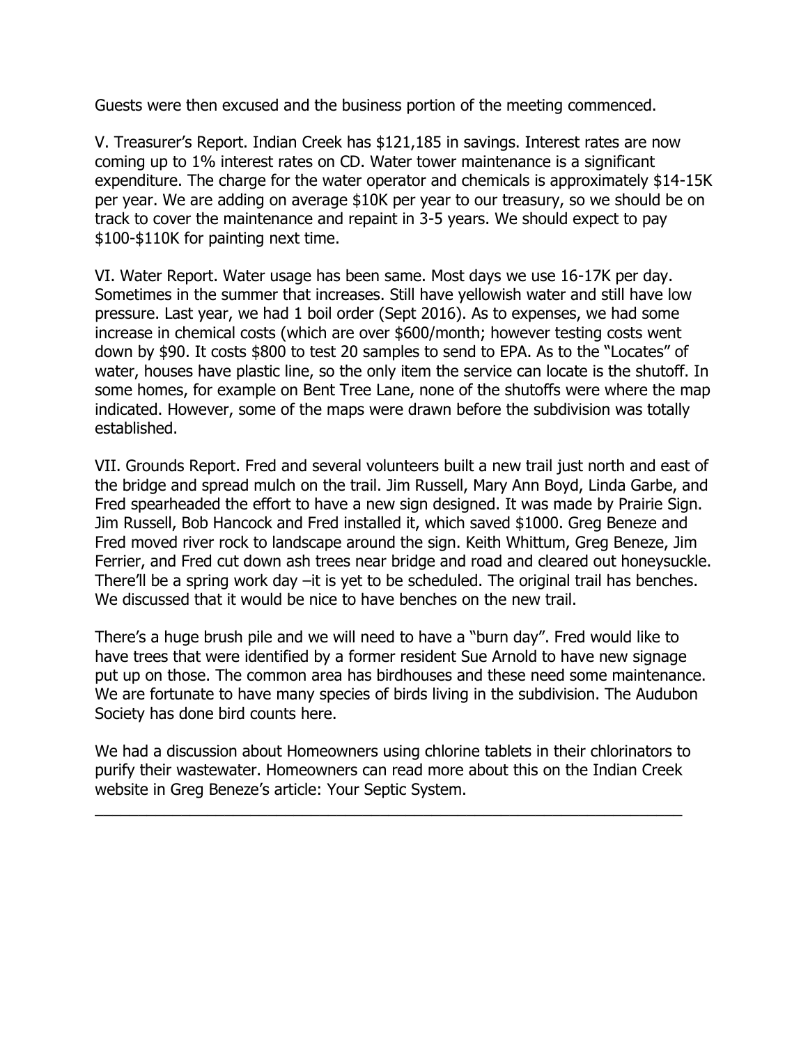Guests were then excused and the business portion of the meeting commenced.

V. Treasurer's Report. Indian Creek has $121,185 in savings. Interest rates are now coming up to 1% interest rates on CD. Water tower maintenance is a significant expenditure. The charge for the water operator and chemicals is approximately $14-15K per year. We are adding on average $10K per year to our treasury, so we should be on track to cover the maintenance and repaint in 3-5 years. We should expect to pay $100-$110K for painting next time.

VI. Water Report. Water usage has been same. Most days we use 16-17K per day. Sometimes in the summer that increases. Still have yellowish water and still have low pressure. Last year, we had 1 boil order (Sept 2016). As to expenses, we had some increase in chemical costs (which are over $600/month; however testing costs went down by $90. It costs $800 to test 20 samples to send to EPA. As to the "Locates" of water, houses have plastic line, so the only item the service can locate is the shutoff. In some homes, for example on Bent Tree Lane, none of the shutoffs were where the map indicated. However, some of the maps were drawn before the subdivision was totally established.

VII. Grounds Report. Fred and several volunteers built a new trail just north and east of the bridge and spread mulch on the trail. Jim Russell, Mary Ann Boyd, Linda Garbe, and Fred spearheaded the effort to have a new sign designed. It was made by Prairie Sign. Jim Russell, Bob Hancock and Fred installed it, which saved $1000. Greg Beneze and Fred moved river rock to landscape around the sign. Keith Whittum, Greg Beneze, Jim Ferrier, and Fred cut down ash trees near bridge and road and cleared out honeysuckle. There'll be a spring work day –it is yet to be scheduled. The original trail has benches. We discussed that it would be nice to have benches on the new trail.

There's a huge brush pile and we will need to have a "burn day". Fred would like to have trees that were identified by a former resident Sue Arnold to have new signage put up on those. The common area has birdhouses and these need some maintenance. We are fortunate to have many species of birds living in the subdivision. The Audubon Society has done bird counts here.

We had a discussion about Homeowners using chlorine tablets in their chlorinators to purify their wastewater. Homeowners can read more about this on the Indian Creek website in Greg Beneze's article: Your Septic System.

---